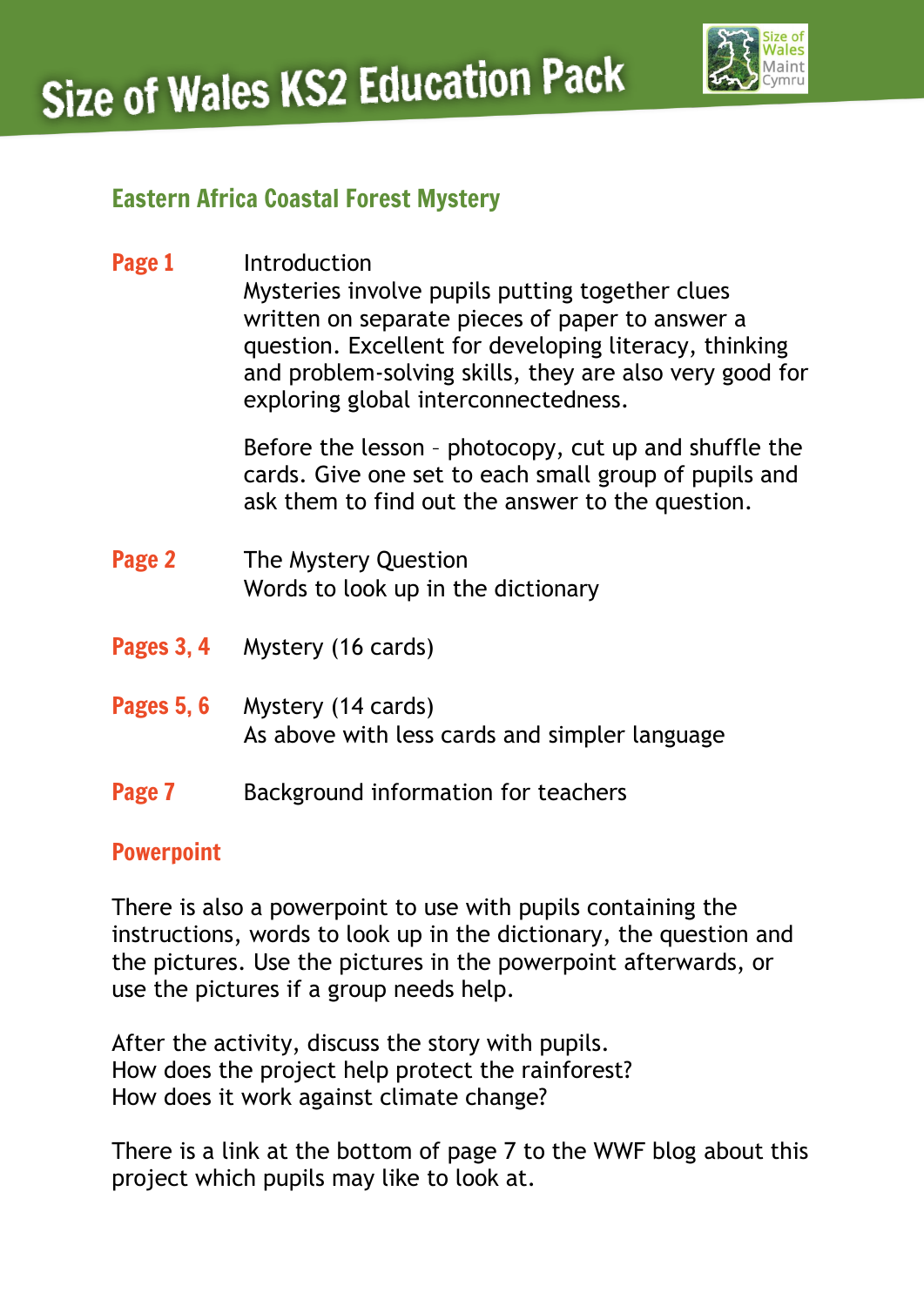# Size of Wales KS2 Education Pack

## Eastern Africa Coastal Forest Mystery

**Page 1** Introduction
Mysteries involve pupils putting together clues written on separate pieces of paper to answer a question. Excellent for developing literacy, thinking and problem-solving skills, they are also very good for exploring global interconnectedness.

Before the lesson – photocopy, cut up and shuffle the cards. Give one set to each small group of pupils and ask them to find out the answer to the question.

**Page 2** The Mystery Question
Words to look up in the dictionary

**Pages 3, 4** Mystery (16 cards)

**Pages 5, 6** Mystery (14 cards)
As above with less cards and simpler language

**Page 7** Background information for teachers

### Powerpoint

There is also a powerpoint to use with pupils containing the instructions, words to look up in the dictionary, the question and the pictures. Use the pictures in the powerpoint afterwards, or use the pictures if a group needs help.

After the activity, discuss the story with pupils.
How does the project help protect the rainforest?
How does it work against climate change?

There is a link at the bottom of page 7 to the WWF blog about this project which pupils may like to look at.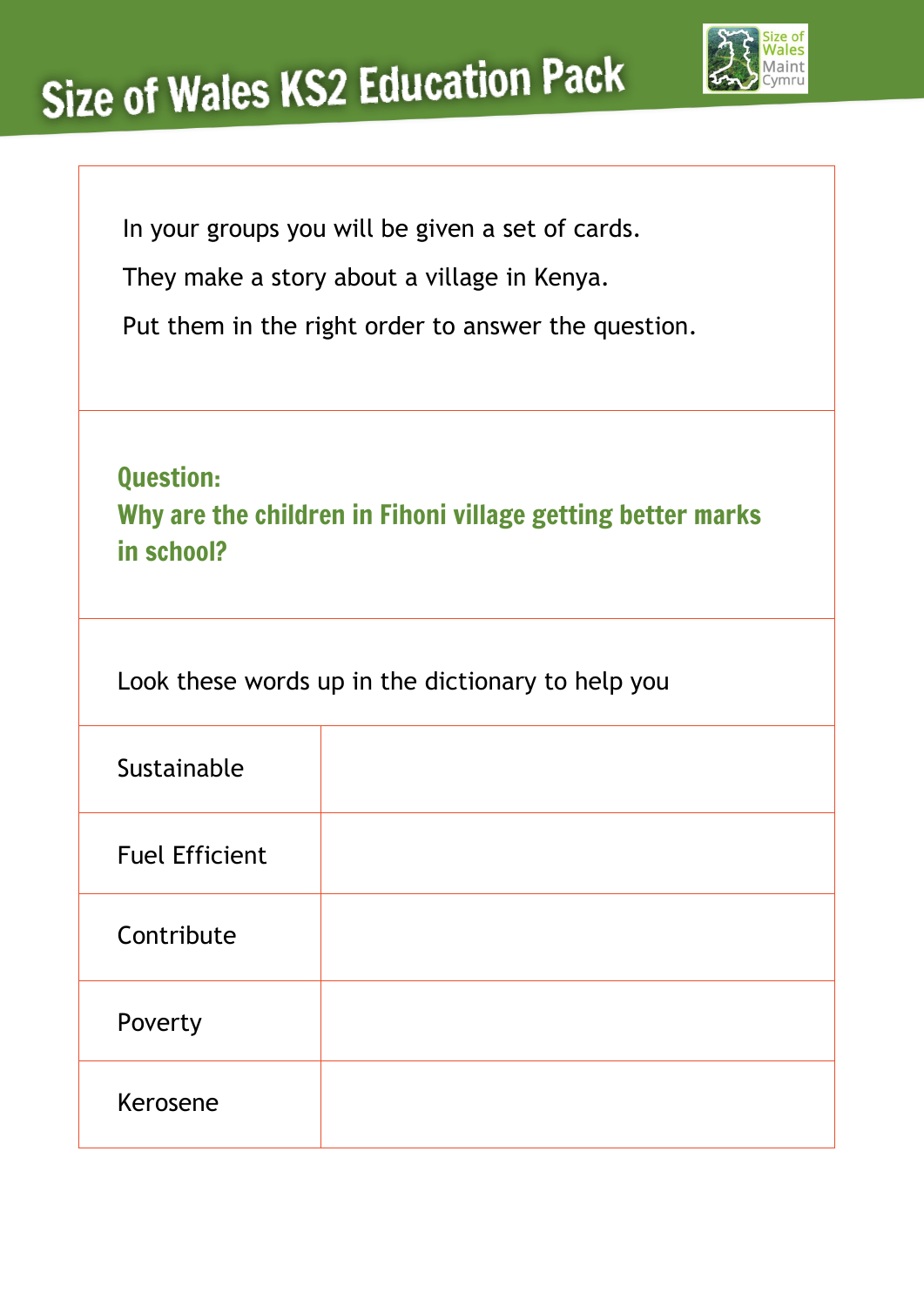# Size of Wales KS2 Education Pack

In your groups you will be given a set of cards.

They make a story about a village in Kenya.

Put them in the right order to answer the question.

**Question:**
**Why are the children in Fihoni village getting better marks in school?**

Look these words up in the dictionary to help you

| | |
|---|---|
| Sustainable | |
| Fuel Efficient | |
| Contribute | |
| Poverty | |
| Kerosene | |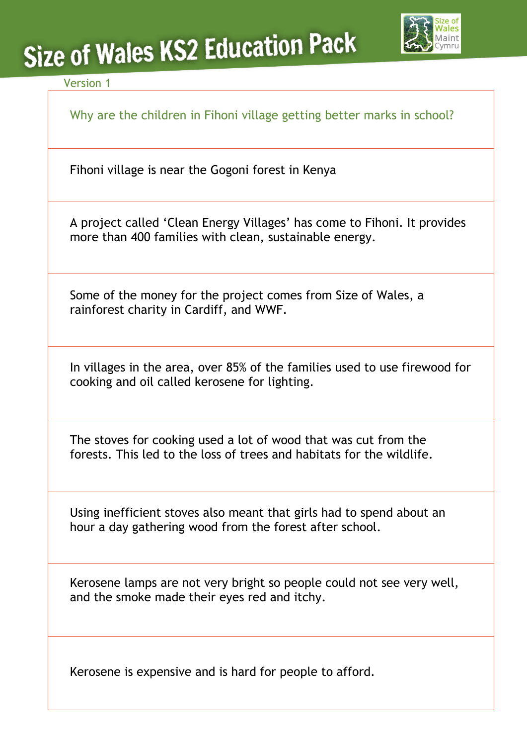# Size of Wales KS2 Education Pack

Version 1

| Why are the children in Fihoni village getting better marks in school? |
|---|
| Fihoni village is near the Gogoni forest in Kenya |
| A project called 'Clean Energy Villages' has come to Fihoni. It provides more than 400 families with clean, sustainable energy. |
| Some of the money for the project comes from Size of Wales, a rainforest charity in Cardiff, and WWF. |
| In villages in the area, over 85% of the families used to use firewood for cooking and oil called kerosene for lighting. |
| The stoves for cooking used a lot of wood that was cut from the forests. This led to the loss of trees and habitats for the wildlife. |
| Using inefficient stoves also meant that girls had to spend about an hour a day gathering wood from the forest after school. |
| Kerosene lamps are not very bright so people could not see very well, and the smoke made their eyes red and itchy. |
| Kerosene is expensive and is hard for people to afford. |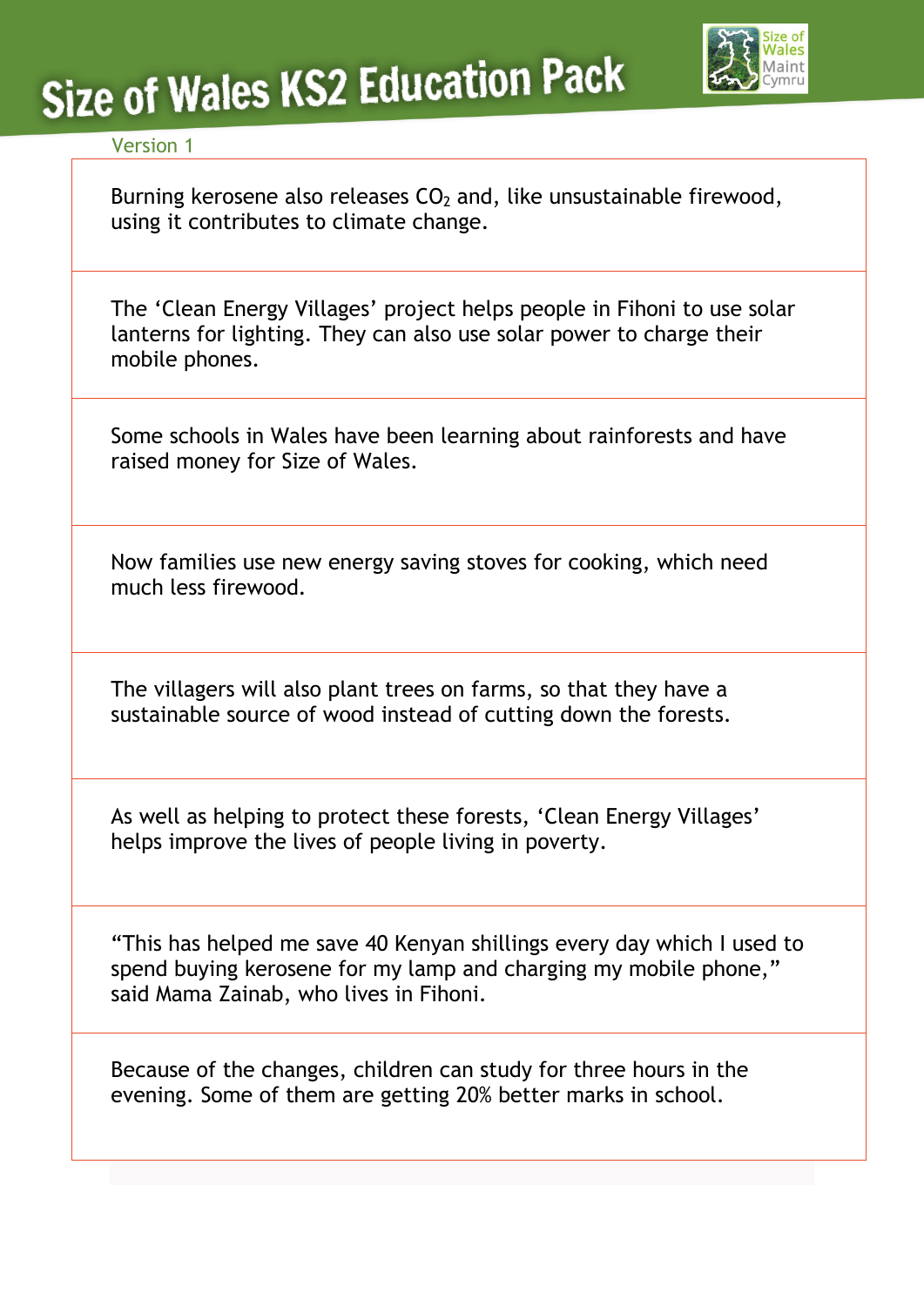Burning kerosene also releases $CO_2$ and, like unsustainable firewood, using it contributes to climate change.

The 'Clean Energy Villages' project helps people in Fihoni to use solar lanterns for lighting. They can also use solar power to charge their mobile phones.

Some schools in Wales have been learning about rainforests and have raised money for Size of Wales.

Now families use new energy saving stoves for cooking, which need much less firewood.

The villagers will also plant trees on farms, so that they have a sustainable source of wood instead of cutting down the forests.

As well as helping to protect these forests, 'Clean Energy Villages' helps improve the lives of people living in poverty.

"This has helped me save 40 Kenyan shillings every day which I used to spend buying kerosene for my lamp and charging my mobile phone," said Mama Zainab, who lives in Fihoni.

Because of the changes, children can study for three hours in the evening. Some of them are getting 20% better marks in school.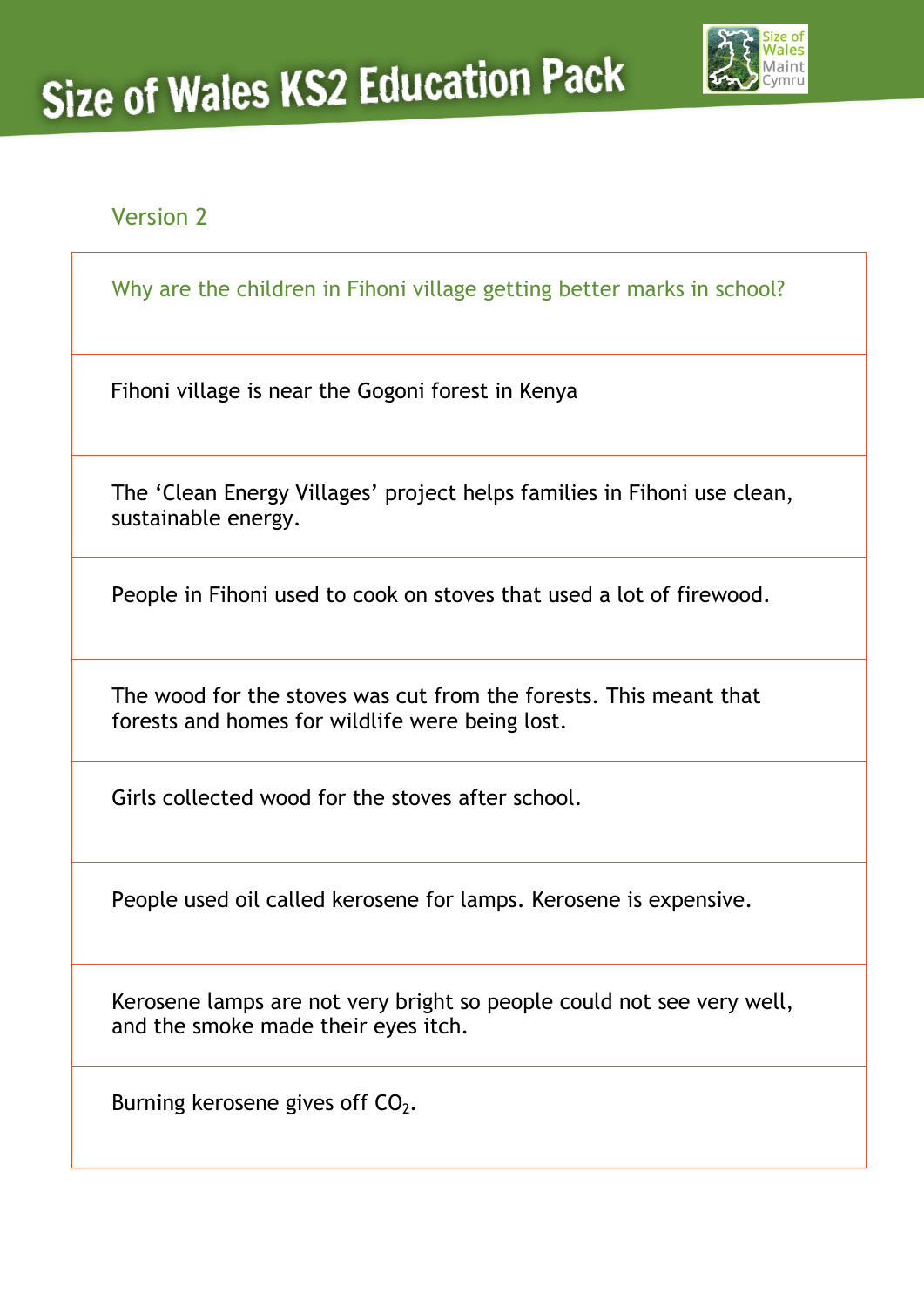Version 2

| Why are the children in Fihoni village getting better marks in school? |
| --- |
| Fihoni village is near the Gogoni forest in Kenya |
| The ‘Clean Energy Villages’ project helps families in Fihoni use clean, sustainable energy. |
| People in Fihoni used to cook on stoves that used a lot of firewood. |
| The wood for the stoves was cut from the forests. This meant that forests and homes for wildlife were being lost. |
| Girls collected wood for the stoves after school. |
| People used oil called kerosene for lamps. Kerosene is expensive. |
| Kerosene lamps are not very bright so people could not see very well, and the smoke made their eyes itch. |
| Burning kerosene gives off $CO_2$. |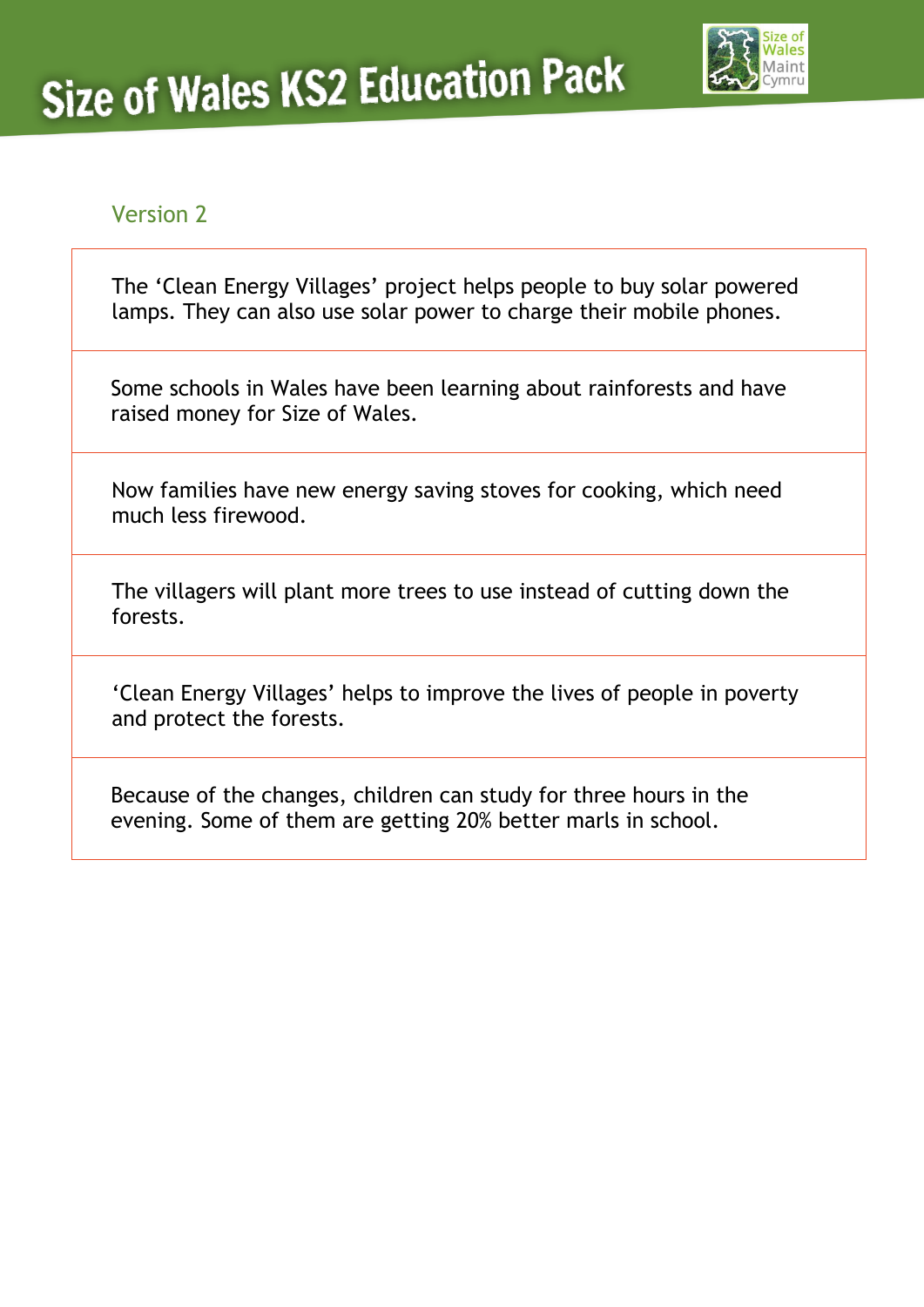Version 2

| The 'Clean Energy Villages' project helps people to buy solar powered lamps. They can also use solar power to charge their mobile phones. |
|---|
| Some schools in Wales have been learning about rainforests and have raised money for Size of Wales. |
| Now families have new energy saving stoves for cooking, which need much less firewood. |
| The villagers will plant more trees to use instead of cutting down the forests. |
| 'Clean Energy Villages' helps to improve the lives of people in poverty and protect the forests. |
| Because of the changes, children can study for three hours in the evening. Some of them are getting 20% better marls in school. |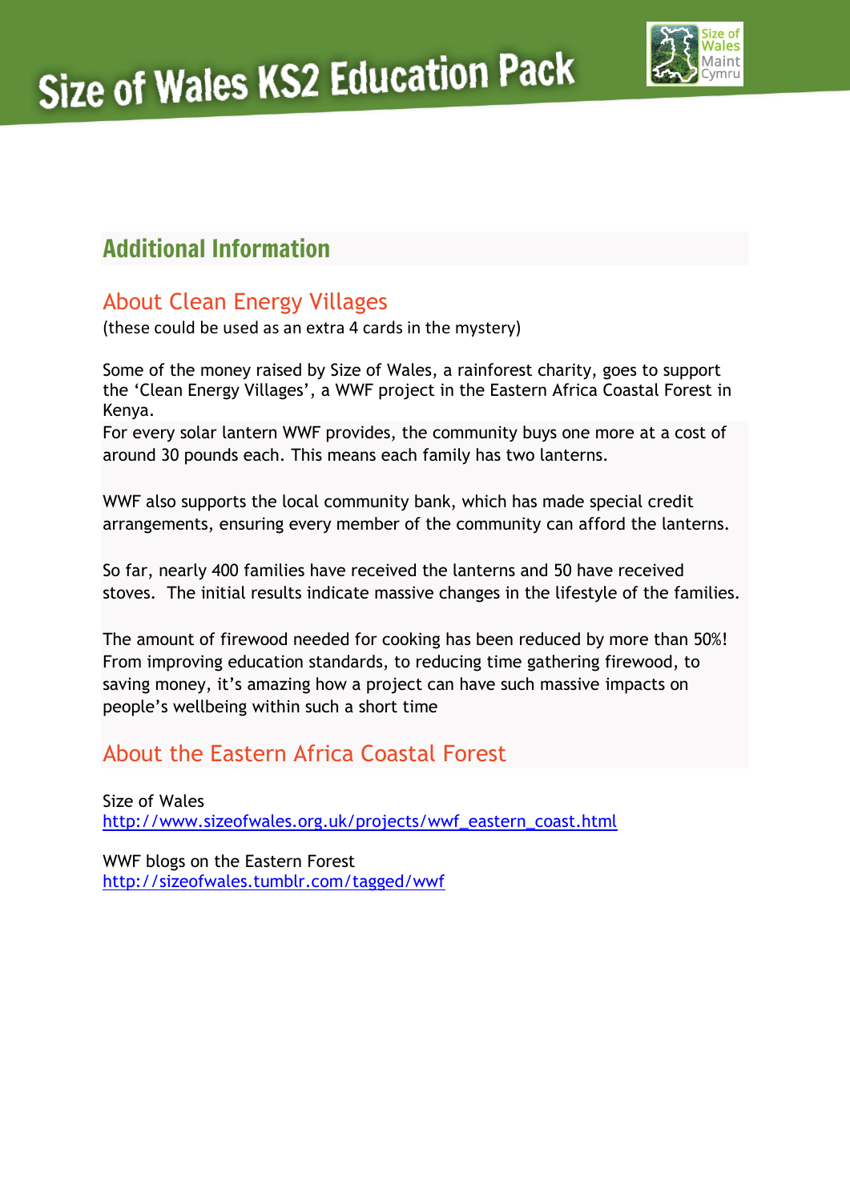## Additional Information

### About Clean Energy Villages

(these could be used as an extra 4 cards in the mystery)

Some of the money raised by Size of Wales, a rainforest charity, goes to support the 'Clean Energy Villages', a WWF project in the Eastern Africa Coastal Forest in Kenya.

For every solar lantern WWF provides, the community buys one more at a cost of around 30 pounds each. This means each family has two lanterns.

WWF also supports the local community bank, which has made special credit arrangements, ensuring every member of the community can afford the lanterns.

So far, nearly 400 families have received the lanterns and 50 have received stoves. The initial results indicate massive changes in the lifestyle of the families.

The amount of firewood needed for cooking has been reduced by more than 50%! From improving education standards, to reducing time gathering firewood, to saving money, it's amazing how a project can have such massive impacts on people's wellbeing within such a short time

### About the Eastern Africa Coastal Forest

Size of Wales
http://www.sizeofwales.org.uk/projects/wwf_eastern_coast.html

WWF blogs on the Eastern Forest
http://sizeofwales.tumblr.com/tagged/wwf